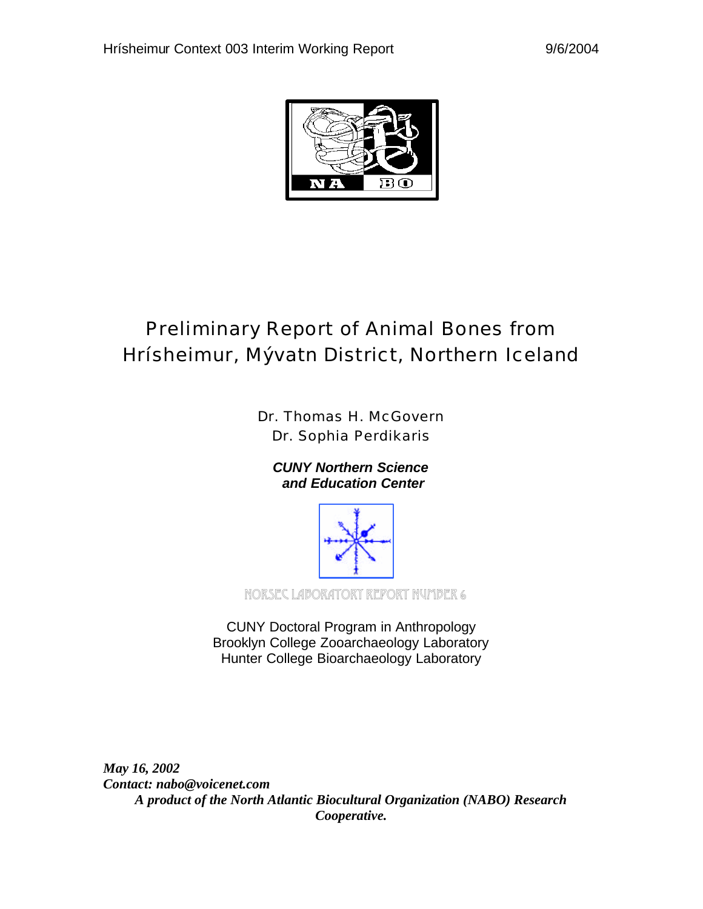# Preliminary Report of Animal Bones from Hrísheimur, Mývatn District, Northern Iceland

Dr. Thomas H. McGovern
Dr. Sophia Perdikaris

***CUNY Northern Science and Education Center***

NORSEC LABORATORY REPORT NUMBER 6

CUNY Doctoral Program in Anthropology
Brooklyn College Zooarchaeology Laboratory
Hunter College Bioarchaeology Laboratory

***May 16, 2002***
***Contact: nabo@voicenet.com***
***A product of the North Atlantic Biocultural Organization (NABO) Research Cooperative.***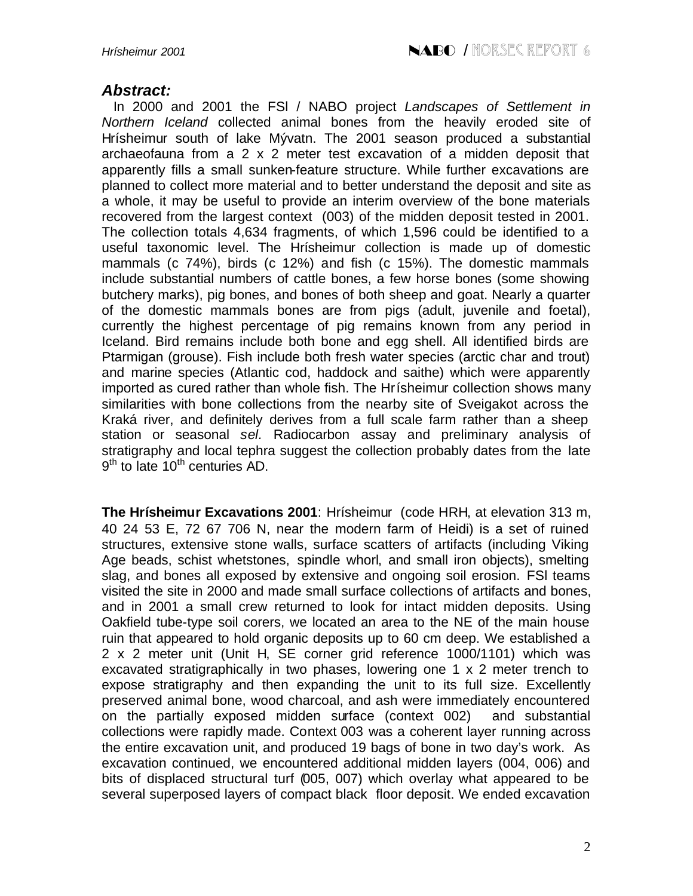## *Abstract:*

In 2000 and 2001 the FSI / NABO project *Landscapes of Settlement in Northern Iceland* collected animal bones from the heavily eroded site of Hrísheimur south of lake Mývatn. The 2001 season produced a substantial archaeofauna from a 2 x 2 meter test excavation of a midden deposit that apparently fills a small sunken-feature structure. While further excavations are planned to collect more material and to better understand the deposit and site as a whole, it may be useful to provide an interim overview of the bone materials recovered from the largest context (003) of the midden deposit tested in 2001. The collection totals 4,634 fragments, of which 1,596 could be identified to a useful taxonomic level. The Hrísheimur collection is made up of domestic mammals (c 74%), birds (c 12%) and fish (c 15%). The domestic mammals include substantial numbers of cattle bones, a few horse bones (some showing butchery marks), pig bones, and bones of both sheep and goat. Nearly a quarter of the domestic mammals bones are from pigs (adult, juvenile and foetal), currently the highest percentage of pig remains known from any period in Iceland. Bird remains include both bone and egg shell. All identified birds are Ptarmigan (grouse). Fish include both fresh water species (arctic char and trout) and marine species (Atlantic cod, haddock and saithe) which were apparently imported as cured rather than whole fish. The Hrísheimur collection shows many similarities with bone collections from the nearby site of Sveigakot across the Kraká river, and definitely derives from a full scale farm rather than a sheep station or seasonal *sel.* Radiocarbon assay and preliminary analysis of stratigraphy and local tephra suggest the collection probably dates from the late 9th to late 10th centuries AD.

**The Hrísheimur Excavations 2001**: Hrísheimur (code HRH, at elevation 313 m, 40 24 53 E, 72 67 706 N, near the modern farm of Heidi) is a set of ruined structures, extensive stone walls, surface scatters of artifacts (including Viking Age beads, schist whetstones, spindle whorl, and small iron objects), smelting slag, and bones all exposed by extensive and ongoing soil erosion. FSI teams visited the site in 2000 and made small surface collections of artifacts and bones, and in 2001 a small crew returned to look for intact midden deposits. Using Oakfield tube-type soil corers, we located an area to the NE of the main house ruin that appeared to hold organic deposits up to 60 cm deep. We established a 2 x 2 meter unit (Unit H, SE corner grid reference 1000/1101) which was excavated stratigraphically in two phases, lowering one 1 x 2 meter trench to expose stratigraphy and then expanding the unit to its full size. Excellently preserved animal bone, wood charcoal, and ash were immediately encountered on the partially exposed midden surface (context 002) and substantial collections were rapidly made. Context 003 was a coherent layer running across the entire excavation unit, and produced 19 bags of bone in two day's work. As excavation continued, we encountered additional midden layers (004, 006) and bits of displaced structural turf (005, 007) which overlay what appeared to be several superposed layers of compact black floor deposit. We ended excavation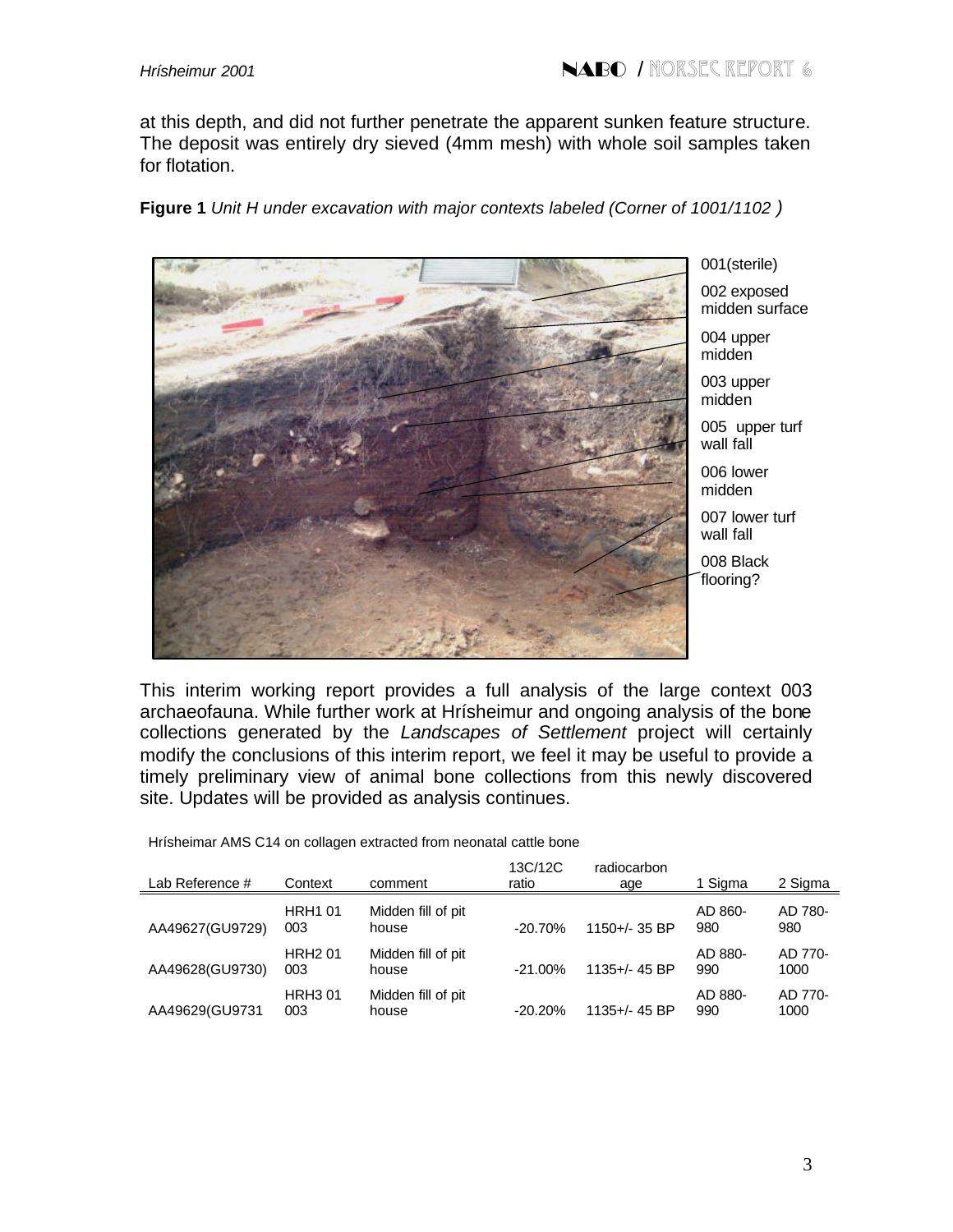at this depth, and did not further penetrate the apparent sunken feature structure. The deposit was entirely dry sieved (4mm mesh) with whole soil samples taken for flotation.

**Figure 1** *Unit H under excavation with major contexts labeled (Corner of 1001/1102 )*

001(sterile)

002 exposed midden surface

004 upper midden

003 upper midden

005 upper turf wall fall

006 lower midden

007 lower turf wall fall

008 Black flooring?

This interim working report provides a full analysis of the large context 003 archaeofauna. While further work at Hrísheimur and ongoing analysis of the bone collections generated by the *Landscapes of Settlement* project will certainly modify the conclusions of this interim report, we feel it may be useful to provide a timely preliminary view of animal bone collections from this newly discovered site. Updates will be provided as analysis continues.

Hrísheimar AMS C14 on collagen extracted from neonatal cattle bone

| Lab Reference # | Context | comment | 13C/12C ratio | radiocarbon age | 1 Sigma | 2 Sigma |
|---|---|---|---|---|---|---|
| AA49627(GU9729) | HRH1 01 003 | Midden fill of pit house | -20.70% | 1150+/- 35 BP | AD 860-980 | AD 780-980 |
| AA49628(GU9730) | HRH2 01 003 | Midden fill of pit house | -21.00% | 1135+/- 45 BP | AD 880-990 | AD 770-1000 |
| AA49629(GU9731 | HRH3 01 003 | Midden fill of pit house | -20.20% | 1135+/- 45 BP | AD 880-990 | AD 770-1000 |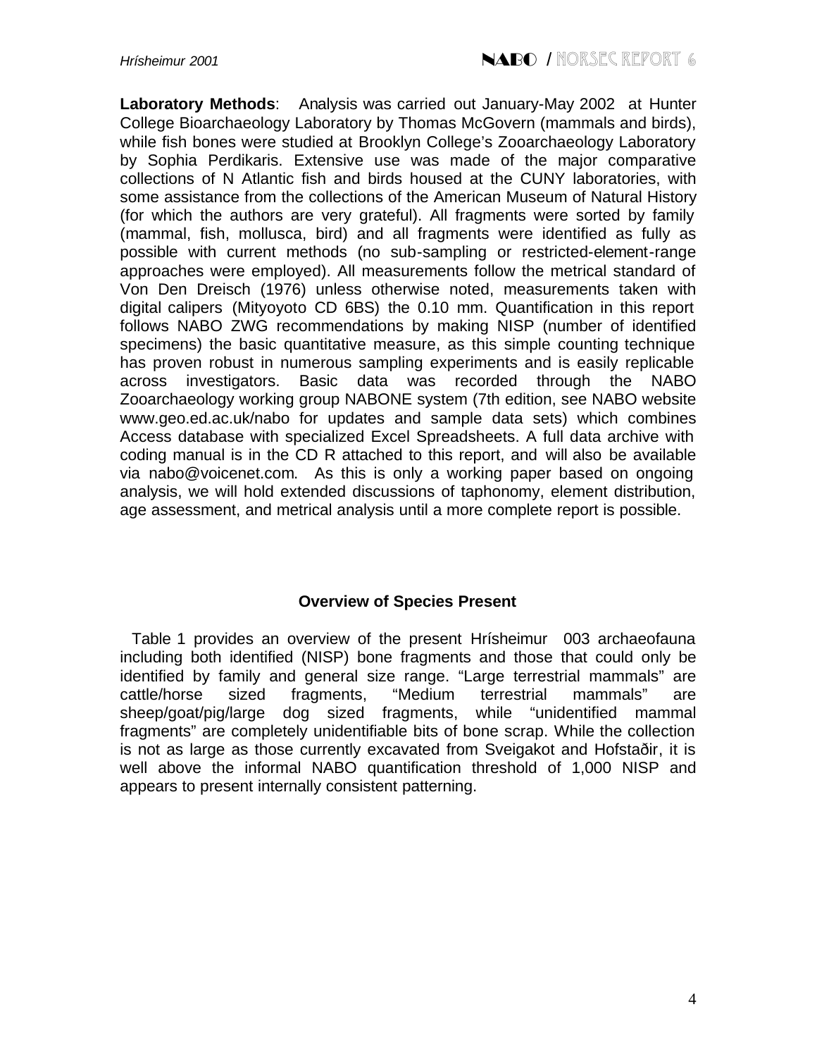**Laboratory Methods**: Analysis was carried out January-May 2002 at Hunter College Bioarchaeology Laboratory by Thomas McGovern (mammals and birds), while fish bones were studied at Brooklyn College's Zooarchaeology Laboratory by Sophia Perdikaris. Extensive use was made of the major comparative collections of N Atlantic fish and birds housed at the CUNY laboratories, with some assistance from the collections of the American Museum of Natural History (for which the authors are very grateful). All fragments were sorted by family (mammal, fish, mollusca, bird) and all fragments were identified as fully as possible with current methods (no sub-sampling or restricted-element-range approaches were employed). All measurements follow the metrical standard of Von Den Dreisch (1976) unless otherwise noted, measurements taken with digital calipers (Mityoyoto CD 6BS) the 0.10 mm. Quantification in this report follows NABO ZWG recommendations by making NISP (number of identified specimens) the basic quantitative measure, as this simple counting technique has proven robust in numerous sampling experiments and is easily replicable across investigators. Basic data was recorded through the NABO Zooarchaeology working group NABONE system (7th edition, see NABO website www.geo.ed.ac.uk/nabo for updates and sample data sets) which combines Access database with specialized Excel Spreadsheets. A full data archive with coding manual is in the CD R attached to this report, and will also be available via nabo@voicenet.com. As this is only a working paper based on ongoing analysis, we will hold extended discussions of taphonomy, element distribution, age assessment, and metrical analysis until a more complete report is possible.

## Overview of Species Present

Table 1 provides an overview of the present Hrísheimur 003 archaeofauna including both identified (NISP) bone fragments and those that could only be identified by family and general size range. "Large terrestrial mammals" are cattle/horse sized fragments, "Medium terrestrial mammals" are sheep/goat/pig/large dog sized fragments, while "unidentified mammal fragments" are completely unidentifiable bits of bone scrap. While the collection is not as large as those currently excavated from Sveigakot and Hofstaðir, it is well above the informal NABO quantification threshold of 1,000 NISP and appears to present internally consistent patterning.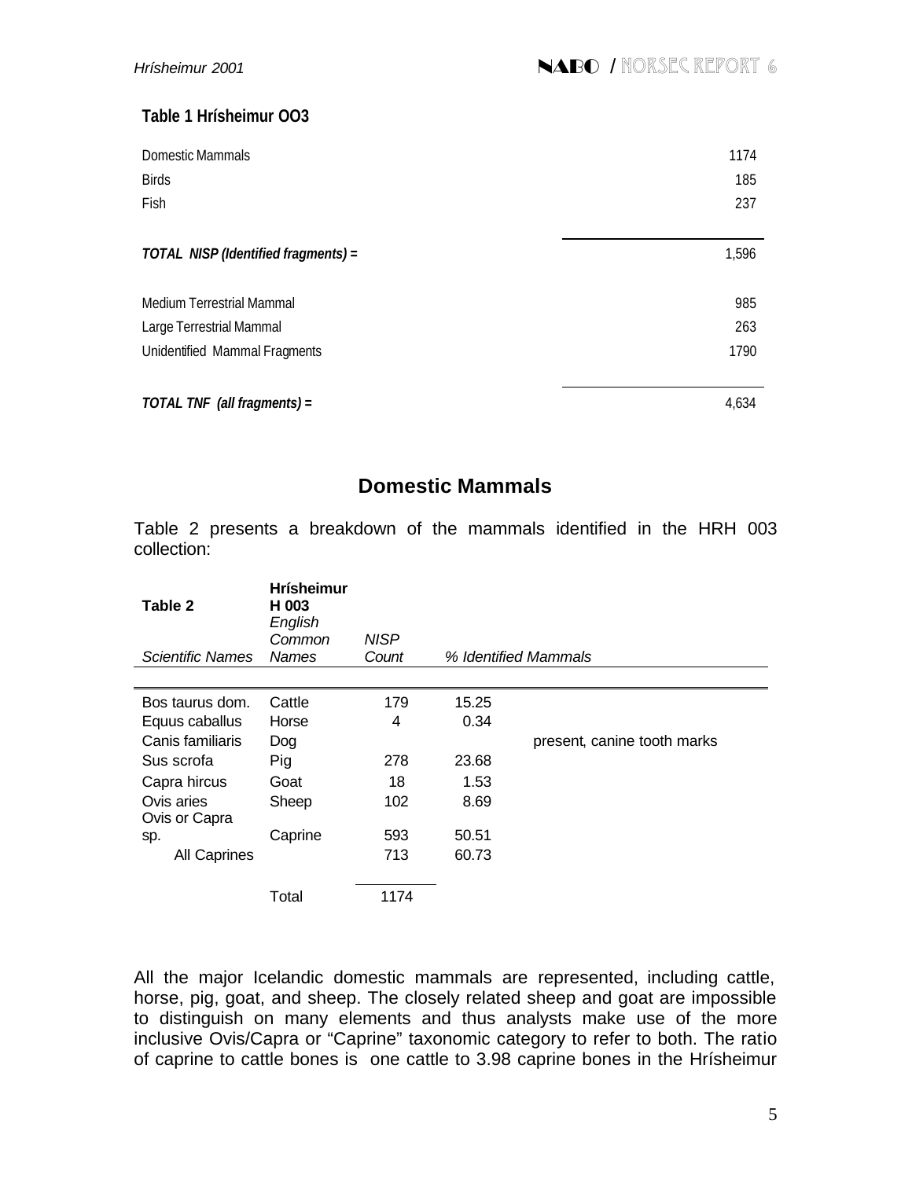**Table 1 Hrísheimur OO3**

| | |
|---|---|
| Domestic Mammals | 1174 |
| Birds | 185 |
| Fish | 237 |
| ***TOTAL NISP (Identified fragments) =*** | 1,596 |
| Medium Terrestrial Mammal | 985 |
| Large Terrestrial Mammal | 263 |
| Unidentified Mammal Fragments | 1790 |
| ***TOTAL TNF (all fragments) =*** | 4,634 |

## Domestic Mammals

Table 2 presents a breakdown of the mammals identified in the HRH 003 collection:

| **Table 2** *Scientific Names* | **Hrísheimur H 003** *English Common Names* | *NISP Count* | *% Identified Mammals* | |
|---|---|---|---|---|
| Bos taurus dom. | Cattle | 179 | 15.25 | |
| Equus caballus | Horse | 4 | 0.34 | |
| Canis familiaris | Dog | | | present, canine tooth marks |
| Sus scrofa | Pig | 278 | 23.68 | |
| Capra hircus | Goat | 18 | 1.53 | |
| Ovis aries | Sheep | 102 | 8.69 | |
| Ovis or Capra sp. | Caprine | 593 | 50.51 | |
| All Caprines | | 713 | 60.73 | |
| | Total | 1174 | | |

All the major Icelandic domestic mammals are represented, including cattle, horse, pig, goat, and sheep. The closely related sheep and goat are impossible to distinguish on many elements and thus analysts make use of the more inclusive Ovis/Capra or "Caprine" taxonomic category to refer to both. The ratio of caprine to cattle bones is one cattle to 3.98 caprine bones in the Hrísheimur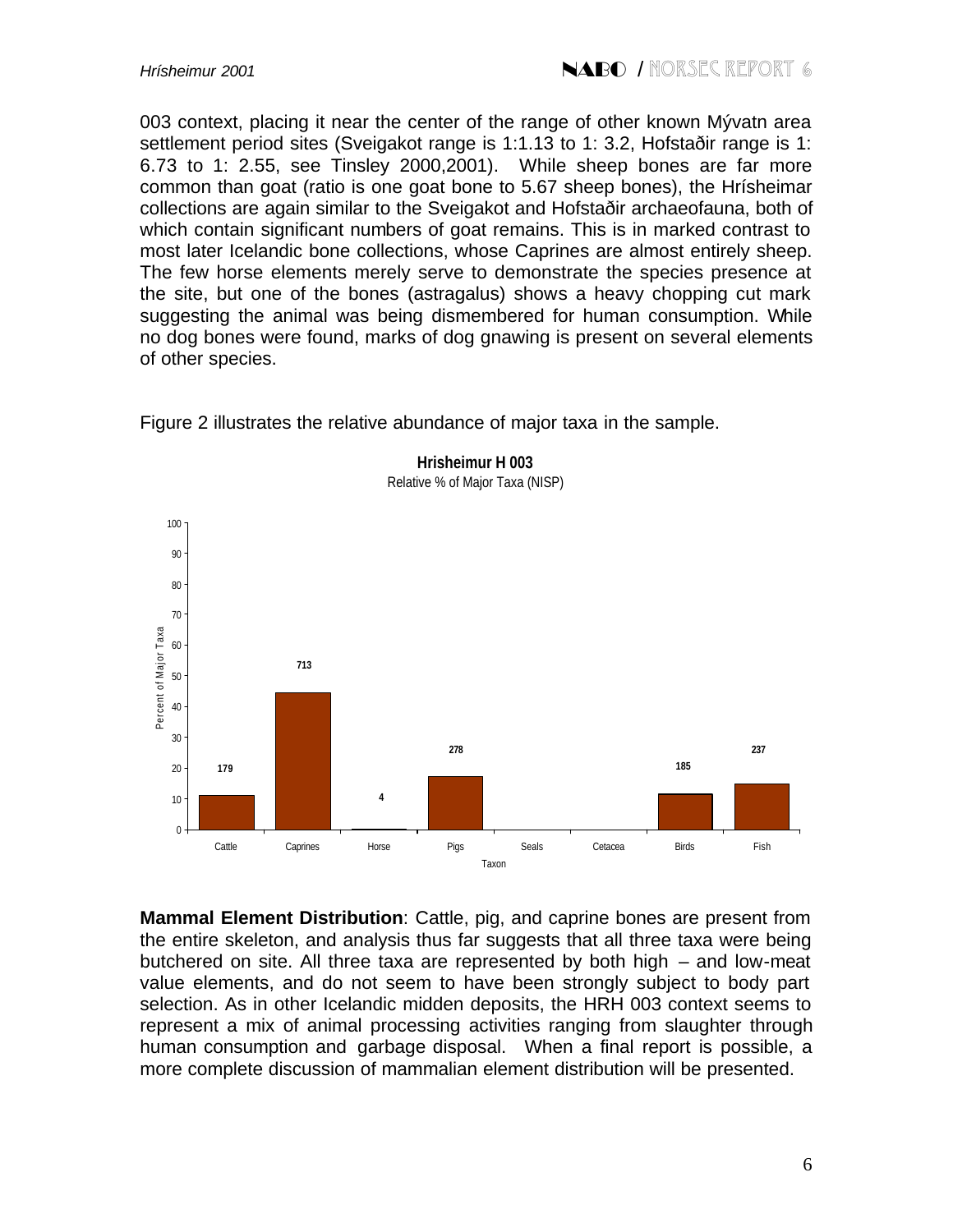003 context, placing it near the center of the range of other known Mývatn area settlement period sites (Sveigakot range is 1:1.13 to 1: 3.2, Hofstaðir range is 1: 6.73 to 1: 2.55, see Tinsley 2000,2001). While sheep bones are far more common than goat (ratio is one goat bone to 5.67 sheep bones), the Hrísheimar collections are again similar to the Sveigakot and Hofstaðir archaeofauna, both of which contain significant numbers of goat remains. This is in marked contrast to most later Icelandic bone collections, whose Caprines are almost entirely sheep. The few horse elements merely serve to demonstrate the species presence at the site, but one of the bones (astragalus) shows a heavy chopping cut mark suggesting the animal was being dismembered for human consumption. While no dog bones were found, marks of dog gnawing is present on several elements of other species.

Figure 2 illustrates the relative abundance of major taxa in the sample.

**Hrisheimur H 003**
Relative % of Major Taxa (NISP)

| Taxon | NISP |
|---|---|
| Cattle | 179 |
| Caprines | 713 |
| Horse | 4 |
| Pigs | 278 |
| Seals | |
| Cetacea | |
| Birds | 185 |
| Fish | 237 |

**Mammal Element Distribution**: Cattle, pig, and caprine bones are present from the entire skeleton, and analysis thus far suggests that all three taxa were being butchered on site. All three taxa are represented by both high – and low-meat value elements, and do not seem to have been strongly subject to body part selection. As in other Icelandic midden deposits, the HRH 003 context seems to represent a mix of animal processing activities ranging from slaughter through human consumption and garbage disposal. When a final report is possible, a more complete discussion of mammalian element distribution will be presented.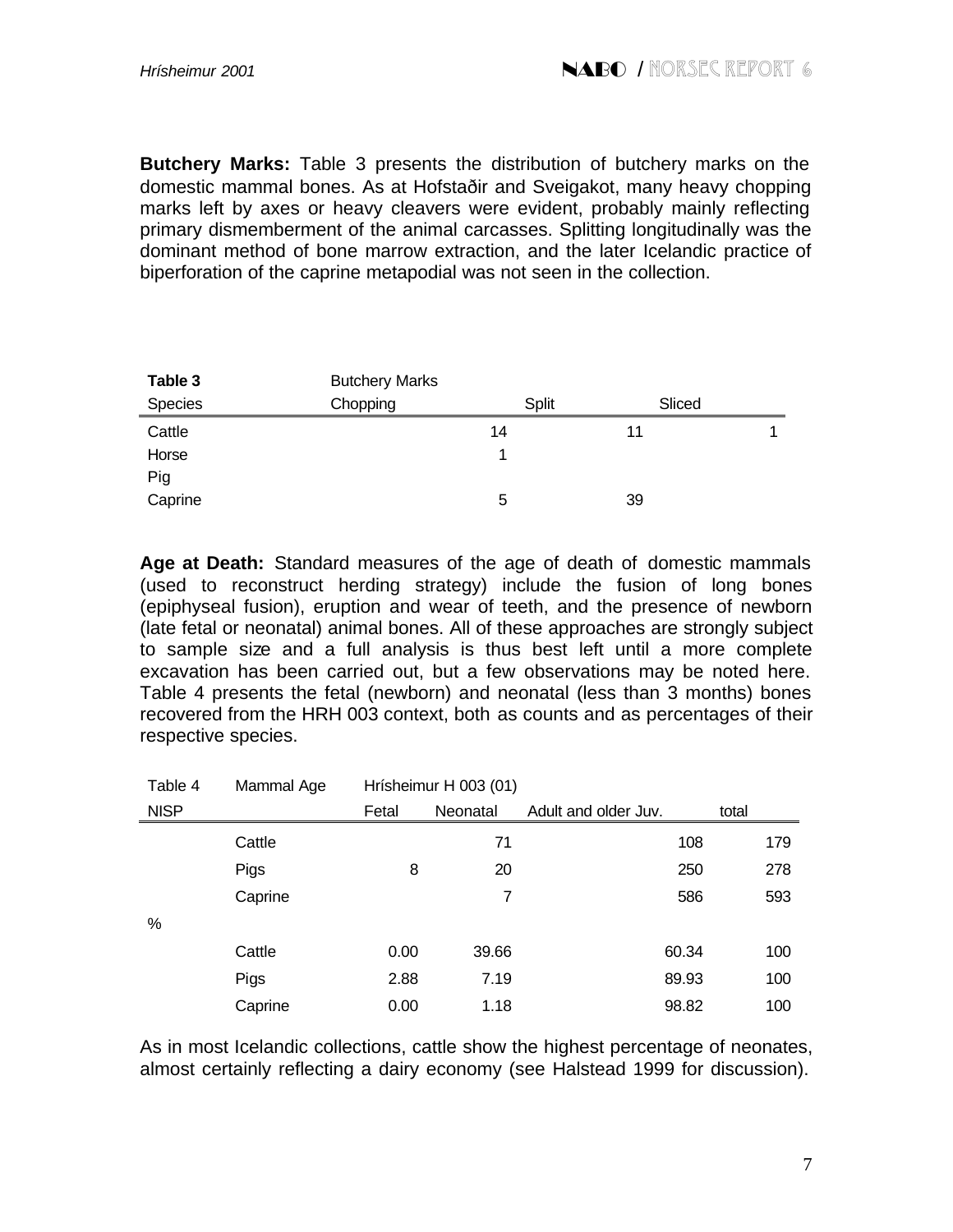**Butchery Marks:** Table 3 presents the distribution of butchery marks on the domestic mammal bones. As at Hofstaðir and Sveigakot, many heavy chopping marks left by axes or heavy cleavers were evident, probably mainly reflecting primary dismemberment of the animal carcasses. Splitting longitudinally was the dominant method of bone marrow extraction, and the later Icelandic practice of biperforation of the caprine metapodial was not seen in the collection.

| **Table 3** | Butchery Marks | | |
|---|---|---|---|
| Species | Chopping | Split | Sliced |
| Cattle | 14 | 11 | 1 |
| Horse | 1 | | |
| Pig | | | |
| Caprine | 5 | 39 | |

**Age at Death:** Standard measures of the age of death of domestic mammals (used to reconstruct herding strategy) include the fusion of long bones (epiphyseal fusion), eruption and wear of teeth, and the presence of newborn (late fetal or neonatal) animal bones. All of these approaches are strongly subject to sample size and a full analysis is thus best left until a more complete excavation has been carried out, but a few observations may be noted here. Table 4 presents the fetal (newborn) and neonatal (less than 3 months) bones recovered from the HRH 003 context, both as counts and as percentages of their respective species.

| Table 4 | Mammal Age | Hrísheimur H 003 (01) | | | |
|---|---|---|---|---|---|
| NISP | | Fetal | Neonatal | Adult and older Juv. | total |
| | Cattle | | 71 | 108 | 179 |
| | Pigs | 8 | 20 | 250 | 278 |
| | Caprine | | 7 | 586 | 593 |
| % | | | | | |
| | Cattle | 0.00 | 39.66 | 60.34 | 100 |
| | Pigs | 2.88 | 7.19 | 89.93 | 100 |
| | Caprine | 0.00 | 1.18 | 98.82 | 100 |

As in most Icelandic collections, cattle show the highest percentage of neonates, almost certainly reflecting a dairy economy (see Halstead 1999 for discussion).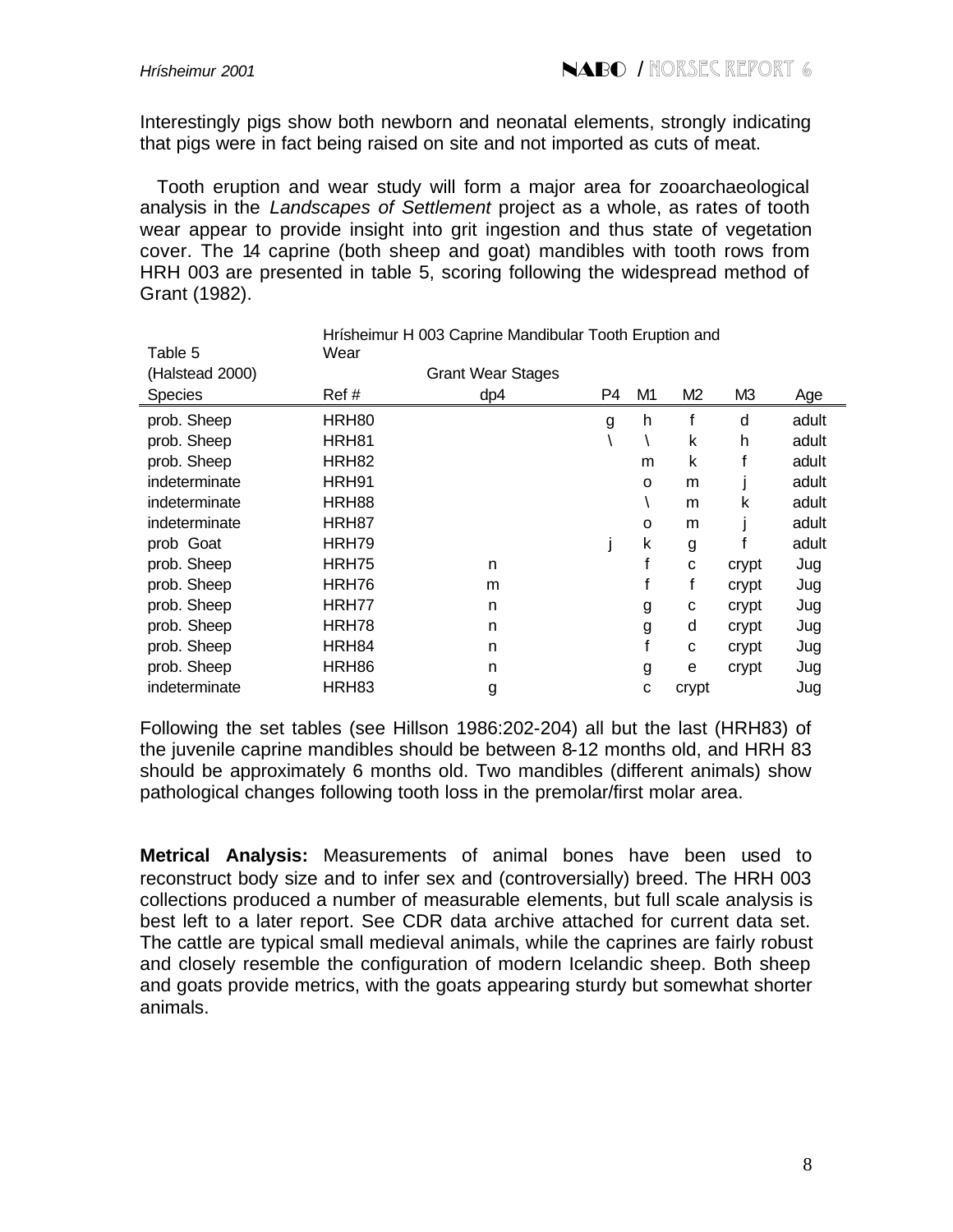Interestingly pigs show both newborn and neonatal elements, strongly indicating that pigs were in fact being raised on site and not imported as cuts of meat.

Tooth eruption and wear study will form a major area for zooarchaeological analysis in the *Landscapes of Settlement* project as a whole, as rates of tooth wear appear to provide insight into grit ingestion and thus state of vegetation cover. The 14 caprine (both sheep and goat) mandibles with tooth rows from HRH 003 are presented in table 5, scoring following the widespread method of Grant (1982).

| Table 5 | Hrísheimur H 003 Caprine Mandibular Tooth Eruption and Wear | | | | | | |
|---|---|---|---|---|---|---|---|
| (Halstead 2000) | | Grant Wear Stages | | | | | |
| Species | Ref # | dp4 | P4 | M1 | M2 | M3 | Age |
| prob. Sheep | HRH80 | | g | h | f | d | adult |
| prob. Sheep | HRH81 | | \ | \ | k | h | adult |
| prob. Sheep | HRH82 | | | m | k | f | adult |
| indeterminate | HRH91 | | | o | m | j | adult |
| indeterminate | HRH88 | | | \ | m | k | adult |
| indeterminate | HRH87 | | | o | m | j | adult |
| prob Goat | HRH79 | | j | k | g | f | adult |
| prob. Sheep | HRH75 | n | | f | c | crypt | Jug |
| prob. Sheep | HRH76 | m | | f | f | crypt | Jug |
| prob. Sheep | HRH77 | n | | g | c | crypt | Jug |
| prob. Sheep | HRH78 | n | | g | d | crypt | Jug |
| prob. Sheep | HRH84 | n | | f | c | crypt | Jug |
| prob. Sheep | HRH86 | n | | g | e | crypt | Jug |
| indeterminate | HRH83 | g | | c | crypt | | Jug |

Following the set tables (see Hillson 1986:202-204) all but the last (HRH83) of the juvenile caprine mandibles should be between 8-12 months old, and HRH 83 should be approximately 6 months old. Two mandibles (different animals) show pathological changes following tooth loss in the premolar/first molar area.

**Metrical Analysis:** Measurements of animal bones have been used to reconstruct body size and to infer sex and (controversially) breed. The HRH 003 collections produced a number of measurable elements, but full scale analysis is best left to a later report. See CDR data archive attached for current data set. The cattle are typical small medieval animals, while the caprines are fairly robust and closely resemble the configuration of modern Icelandic sheep. Both sheep and goats provide metrics, with the goats appearing sturdy but somewhat shorter animals.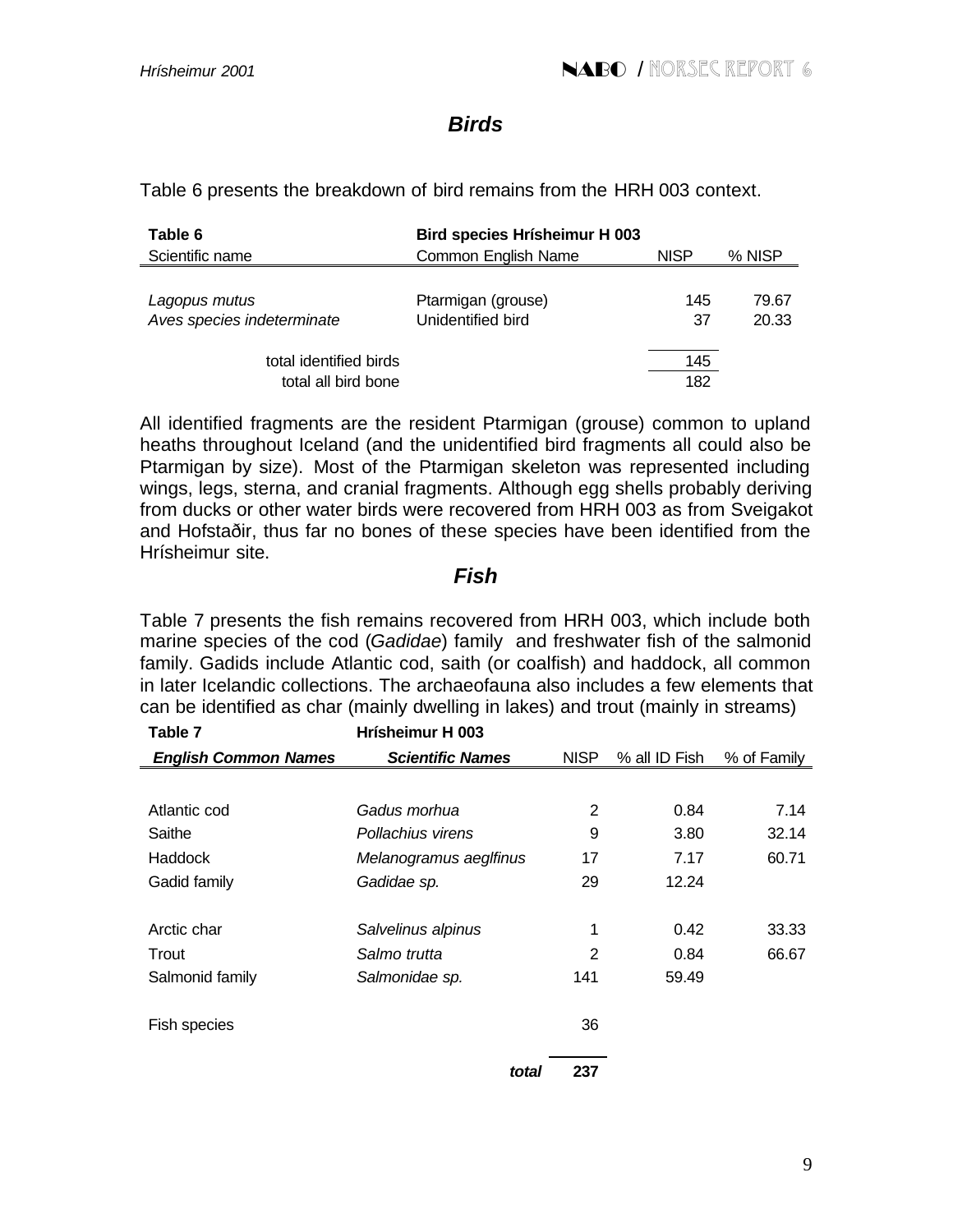## *Birds*

Table 6 presents the breakdown of bird remains from the HRH 003 context.

| Table 6 | Bird species Hrísheimur H 003 | | |
|---|---|---|---|
| Scientific name | Common English Name | NISP | % NISP |
| *Lagopus mutus* | Ptarmigan (grouse) | 145 | 79.67 |
| *Aves species indeterminate* | Unidentified bird | 37 | 20.33 |
| total identified birds | | 145 | |
| total all bird bone | | 182 | |

All identified fragments are the resident Ptarmigan (grouse) common to upland heaths throughout Iceland (and the unidentified bird fragments all could also be Ptarmigan by size). Most of the Ptarmigan skeleton was represented including wings, legs, sterna, and cranial fragments. Although egg shells probably deriving from ducks or other water birds were recovered from HRH 003 as from Sveigakot and Hofstaðir, thus far no bones of these species have been identified from the Hrísheimur site.

## *Fish*

Table 7 presents the fish remains recovered from HRH 003, which include both marine species of the cod (*Gadidae*) family and freshwater fish of the salmonid family. Gadids include Atlantic cod, saith (or coalfish) and haddock, all common in later Icelandic collections. The archaeofauna also includes a few elements that can be identified as char (mainly dwelling in lakes) and trout (mainly in streams)

| Table 7 | Hrísheimur H 003 | | | |
|---|---|---|---|---|
| ***English Common Names*** | ***Scientific Names*** | NISP | % all ID Fish | % of Family |
| Atlantic cod | *Gadus morhua* | 2 | 0.84 | 7.14 |
| Saithe | *Pollachius virens* | 9 | 3.80 | 32.14 |
| Haddock | *Melanogramus aeglfinus* | 17 | 7.17 | 60.71 |
| Gadid family | *Gadidae sp.* | 29 | 12.24 | |
| Arctic char | *Salvelinus alpinus* | 1 | 0.42 | 33.33 |
| Trout | *Salmo trutta* | 2 | 0.84 | 66.67 |
| Salmonid family | *Salmonidae sp.* | 141 | 59.49 | |
| Fish species | | 36 | | |
| | ***total*** | **237** | | |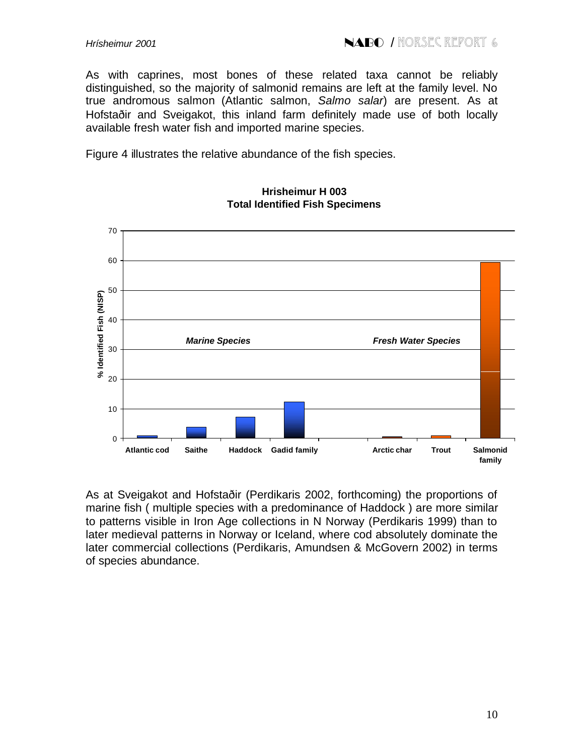As with caprines, most bones of these related taxa cannot be reliably distinguished, so the majority of salmonid remains are left at the family level. No true andromous salmon (Atlantic salmon, *Salmo salar*) are present. As at Hofstaðir and Sveigakot, this inland farm definitely made use of both locally available fresh water fish and imported marine species.

Figure 4 illustrates the relative abundance of the fish species.

**Hrisheimur H 003**
**Total Identified Fish Specimens**

As at Sveigakot and Hofstaðir (Perdikaris 2002, forthcoming) the proportions of marine fish ( multiple species with a predominance of Haddock ) are more similar to patterns visible in Iron Age collections in N Norway (Perdikaris 1999) than to later medieval patterns in Norway or Iceland, where cod absolutely dominate the later commercial collections (Perdikaris, Amundsen & McGovern 2002) in terms of species abundance.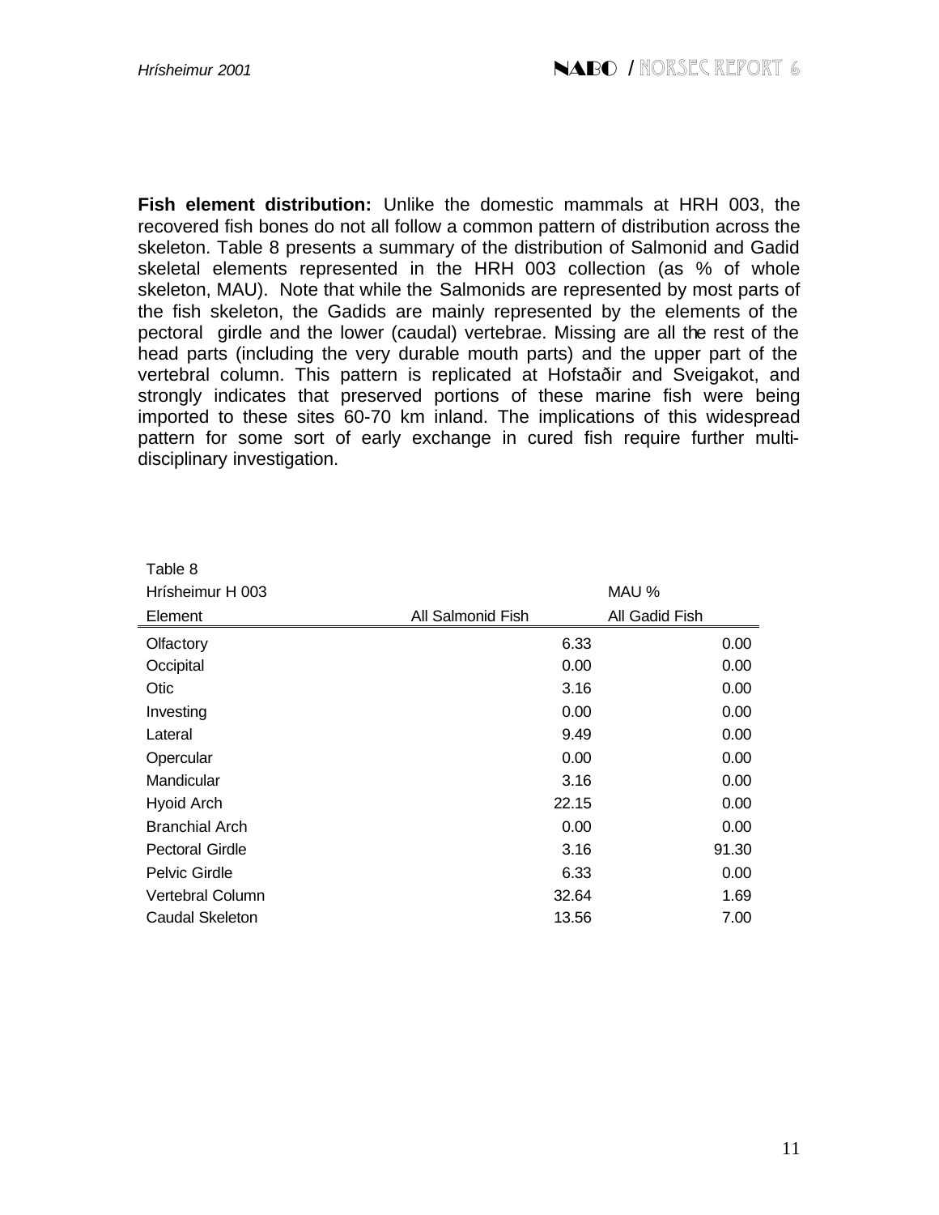**Fish element distribution:** Unlike the domestic mammals at HRH 003, the recovered fish bones do not all follow a common pattern of distribution across the skeleton. Table 8 presents a summary of the distribution of Salmonid and Gadid skeletal elements represented in the HRH 003 collection (as % of whole skeleton, MAU). Note that while the Salmonids are represented by most parts of the fish skeleton, the Gadids are mainly represented by the elements of the pectoral girdle and the lower (caudal) vertebrae. Missing are all the rest of the head parts (including the very durable mouth parts) and the upper part of the vertebral column. This pattern is replicated at Hofstaðir and Sveigakot, and strongly indicates that preserved portions of these marine fish were being imported to these sites 60-70 km inland. The implications of this widespread pattern for some sort of early exchange in cured fish require further multi-disciplinary investigation.

Table 8

| Hrísheimur H 003 | | MAU % |
|---|---|---|
| Element | All Salmonid Fish | All Gadid Fish |
| Olfactory | 6.33 | 0.00 |
| Occipital | 0.00 | 0.00 |
| Otic | 3.16 | 0.00 |
| Investing | 0.00 | 0.00 |
| Lateral | 9.49 | 0.00 |
| Opercular | 0.00 | 0.00 |
| Mandicular | 3.16 | 0.00 |
| Hyoid Arch | 22.15 | 0.00 |
| Branchial Arch | 0.00 | 0.00 |
| Pectoral Girdle | 3.16 | 91.30 |
| Pelvic Girdle | 6.33 | 0.00 |
| Vertebral Column | 32.64 | 1.69 |
| Caudal Skeleton | 13.56 | 7.00 |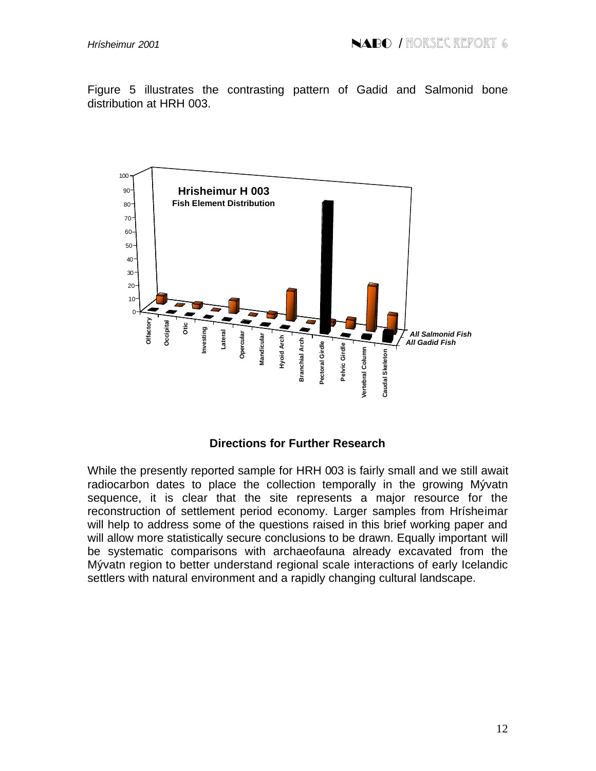Figure 5 illustrates the contrasting pattern of Gadid and Salmonid bone distribution at HRH 003.

### Directions for Further Research

While the presently reported sample for HRH 003 is fairly small and we still await radiocarbon dates to place the collection temporally in the growing Mývatn sequence, it is clear that the site represents a major resource for the reconstruction of settlement period economy. Larger samples from Hrísheimar will help to address some of the questions raised in this brief working paper and will allow more statistically secure conclusions to be drawn. Equally important will be systematic comparisons with archaeofauna already excavated from the Mývatn region to better understand regional scale interactions of early Icelandic settlers with natural environment and a rapidly changing cultural landscape.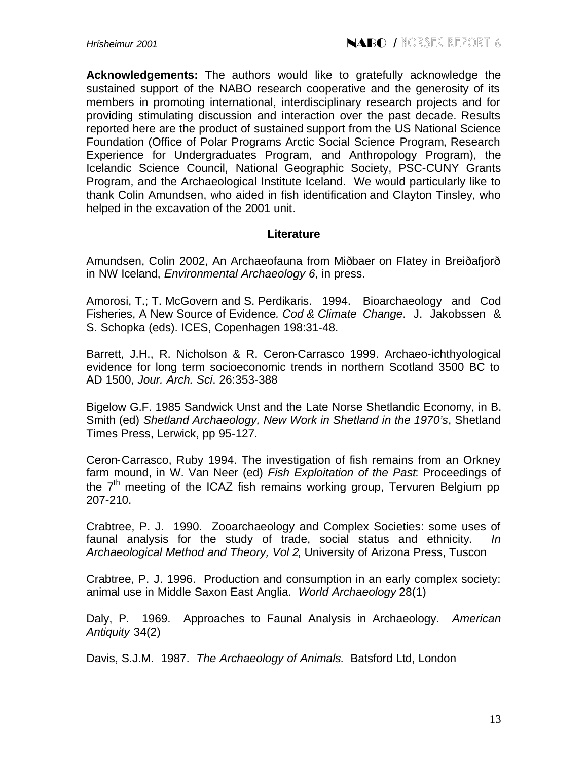**Acknowledgements:** The authors would like to gratefully acknowledge the sustained support of the NABO research cooperative and the generosity of its members in promoting international, interdisciplinary research projects and for providing stimulating discussion and interaction over the past decade. Results reported here are the product of sustained support from the US National Science Foundation (Office of Polar Programs Arctic Social Science Program, Research Experience for Undergraduates Program, and Anthropology Program), the Icelandic Science Council, National Geographic Society, PSC-CUNY Grants Program, and the Archaeological Institute Iceland. We would particularly like to thank Colin Amundsen, who aided in fish identification and Clayton Tinsley, who helped in the excavation of the 2001 unit.

## Literature

Amundsen, Colin 2002, An Archaeofauna from Miðbaer on Flatey in Breiðafjorð in NW Iceland, *Environmental Archaeology 6*, in press.

Amorosi, T.; T. McGovern and S. Perdikaris. 1994. Bioarchaeology and Cod Fisheries, A New Source of Evidence. *Cod & Climate Change*. J. Jakobssen & S. Schopka (eds). ICES, Copenhagen 198:31-48.

Barrett, J.H., R. Nicholson & R. Ceron-Carrasco 1999. Archaeo-ichthyological evidence for long term socioeconomic trends in northern Scotland 3500 BC to AD 1500, *Jour. Arch. Sci*. 26:353-388

Bigelow G.F. 1985 Sandwick Unst and the Late Norse Shetlandic Economy, in B. Smith (ed) *Shetland Archaeology, New Work in Shetland in the 1970's*, Shetland Times Press, Lerwick, pp 95-127.

Ceron-Carrasco, Ruby 1994. The investigation of fish remains from an Orkney farm mound, in W. Van Neer (ed) *Fish Exploitation of the Past*: Proceedings of the 7th meeting of the ICAZ fish remains working group, Tervuren Belgium pp 207-210.

Crabtree, P. J. 1990. Zooarchaeology and Complex Societies: some uses of faunal analysis for the study of trade, social status and ethnicity. *In Archaeological Method and Theory, Vol 2*, University of Arizona Press, Tuscon

Crabtree, P. J. 1996. Production and consumption in an early complex society: animal use in Middle Saxon East Anglia. *World Archaeology* 28(1)

Daly, P. 1969. Approaches to Faunal Analysis in Archaeology. *American Antiquity* 34(2)

Davis, S.J.M. 1987. *The Archaeology of Animals*. Batsford Ltd, London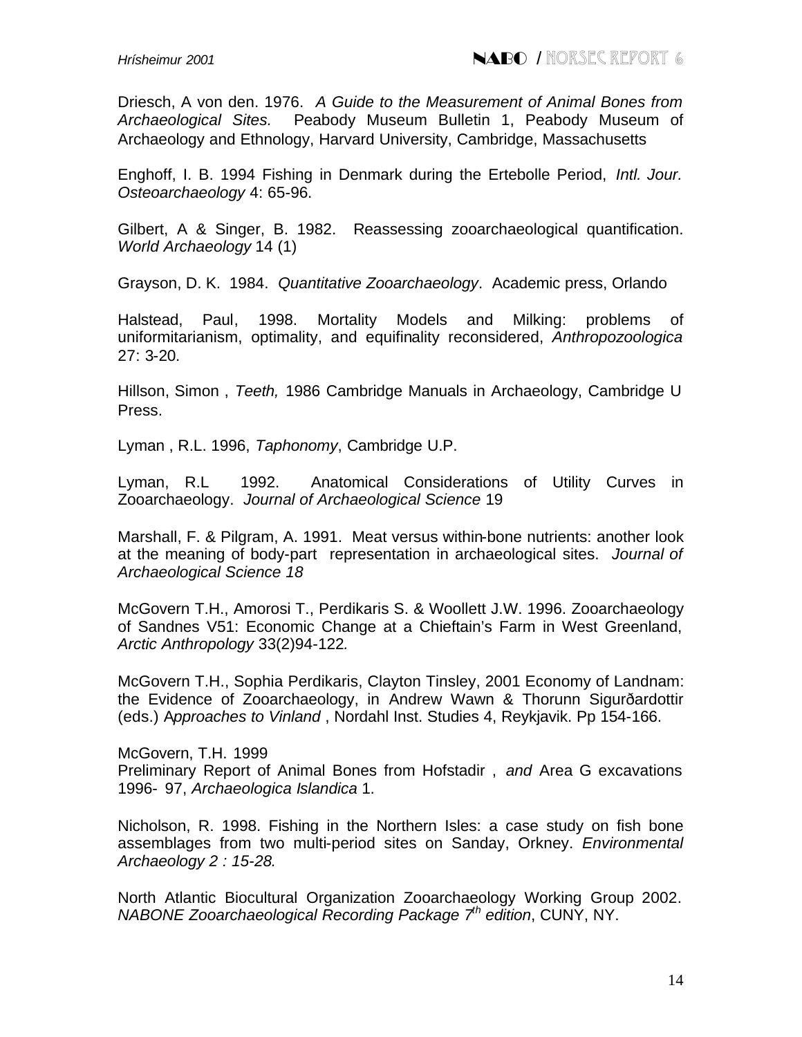Driesch, A von den. 1976. *A Guide to the Measurement of Animal Bones from Archaeological Sites.* Peabody Museum Bulletin 1, Peabody Museum of Archaeology and Ethnology, Harvard University, Cambridge, Massachusetts

Enghoff, I. B. 1994 Fishing in Denmark during the Ertebolle Period, *Intl. Jour. Osteoarchaeology* 4: 65-96.

Gilbert, A & Singer, B. 1982. Reassessing zooarchaeological quantification. *World Archaeology* 14 (1)

Grayson, D. K. 1984. *Quantitative Zooarchaeology*. Academic press, Orlando

Halstead, Paul, 1998. Mortality Models and Milking: problems of uniformitarianism, optimality, and equifinality reconsidered, *Anthropozoologica* 27: 3-20.

Hillson, Simon , *Teeth,* 1986 Cambridge Manuals in Archaeology, Cambridge U Press.

Lyman , R.L. 1996, *Taphonomy*, Cambridge U.P.

Lyman, R.L 1992. Anatomical Considerations of Utility Curves in Zooarchaeology. *Journal of Archaeological Science* 19

Marshall, F. & Pilgram, A. 1991. Meat versus within-bone nutrients: another look at the meaning of body-part representation in archaeological sites. *Journal of Archaeological Science 18*

McGovern T.H., Amorosi T., Perdikaris S. & Woollett J.W. 1996. Zooarchaeology of Sandnes V51: Economic Change at a Chieftain's Farm in West Greenland, *Arctic Anthropology* 33(2)94-122*.*

McGovern T.H., Sophia Perdikaris, Clayton Tinsley, 2001 Economy of Landnam: the Evidence of Zooarchaeology, in Andrew Wawn & Thorunn Sigurðardottir (eds.) A*pproaches to Vinland* , Nordahl Inst. Studies 4, Reykjavik. Pp 154-166.

McGovern, T.H. 1999
Preliminary Report of Animal Bones from Hofstadir , *and* Area G excavations 1996- 97, *Archaeologica Islandica* 1.

Nicholson, R. 1998. Fishing in the Northern Isles: a case study on fish bone assemblages from two multi-period sites on Sanday, Orkney. *Environmental Archaeology 2 : 15-28.*

North Atlantic Biocultural Organization Zooarchaeology Working Group 2002. *NABONE Zooarchaeological Recording Package 7th edition*, CUNY, NY.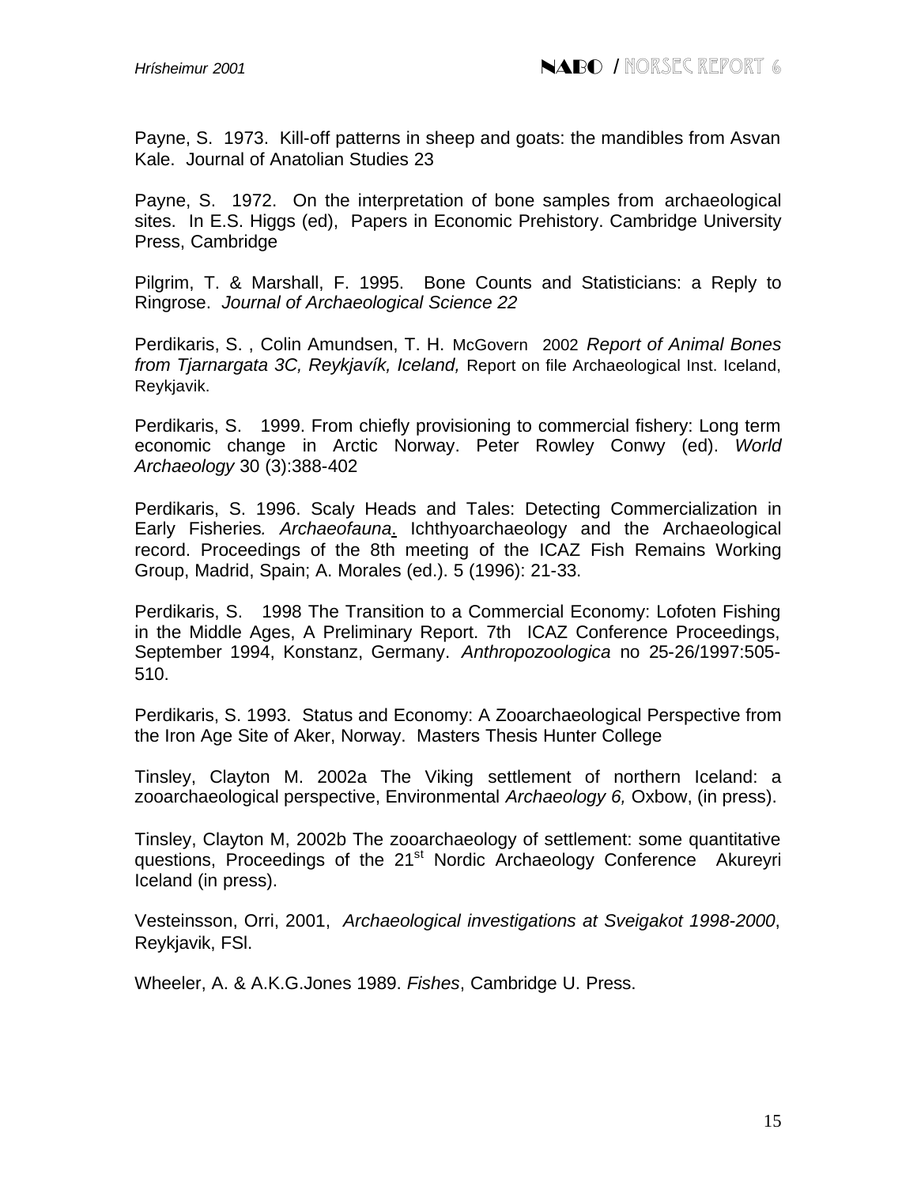Payne, S. 1973. Kill-off patterns in sheep and goats: the mandibles from Asvan Kale. Journal of Anatolian Studies 23

Payne, S. 1972. On the interpretation of bone samples from archaeological sites. In E.S. Higgs (ed), Papers in Economic Prehistory. Cambridge University Press, Cambridge

Pilgrim, T. & Marshall, F. 1995. Bone Counts and Statisticians: a Reply to Ringrose. *Journal of Archaeological Science 22*

Perdikaris, S. , Colin Amundsen, T. H. McGovern 2002 *Report of Animal Bones from Tjarnargata 3C, Reykjavík, Iceland,* Report on file Archaeological Inst. Iceland, Reykjavik.

Perdikaris, S. 1999. From chiefly provisioning to commercial fishery: Long term economic change in Arctic Norway. Peter Rowley Conwy (ed). *World Archaeology* 30 (3):388-402

Perdikaris, S. 1996. Scaly Heads and Tales: Detecting Commercialization in Early Fisheries*. Archaeofauna.* Ichthyoarchaeology and the Archaeological record. Proceedings of the 8th meeting of the ICAZ Fish Remains Working Group, Madrid, Spain; A. Morales (ed.). 5 (1996): 21-33.

Perdikaris, S. 1998 The Transition to a Commercial Economy: Lofoten Fishing in the Middle Ages, A Preliminary Report. 7th ICAZ Conference Proceedings, September 1994, Konstanz, Germany. *Anthropozoologica* no 25-26/1997:505-510.

Perdikaris, S. 1993. Status and Economy: A Zooarchaeological Perspective from the Iron Age Site of Aker, Norway. Masters Thesis Hunter College

Tinsley, Clayton M. 2002a The Viking settlement of northern Iceland: a zooarchaeological perspective, Environmental *Archaeology 6,* Oxbow, (in press).

Tinsley, Clayton M, 2002b The zooarchaeology of settlement: some quantitative questions, Proceedings of the 21st Nordic Archaeology Conference Akureyri Iceland (in press).

Vesteinsson, Orri, 2001, *Archaeological investigations at Sveigakot 1998-2000*, Reykjavik, FSl.

Wheeler, A. & A.K.G.Jones 1989. *Fishes*, Cambridge U. Press.